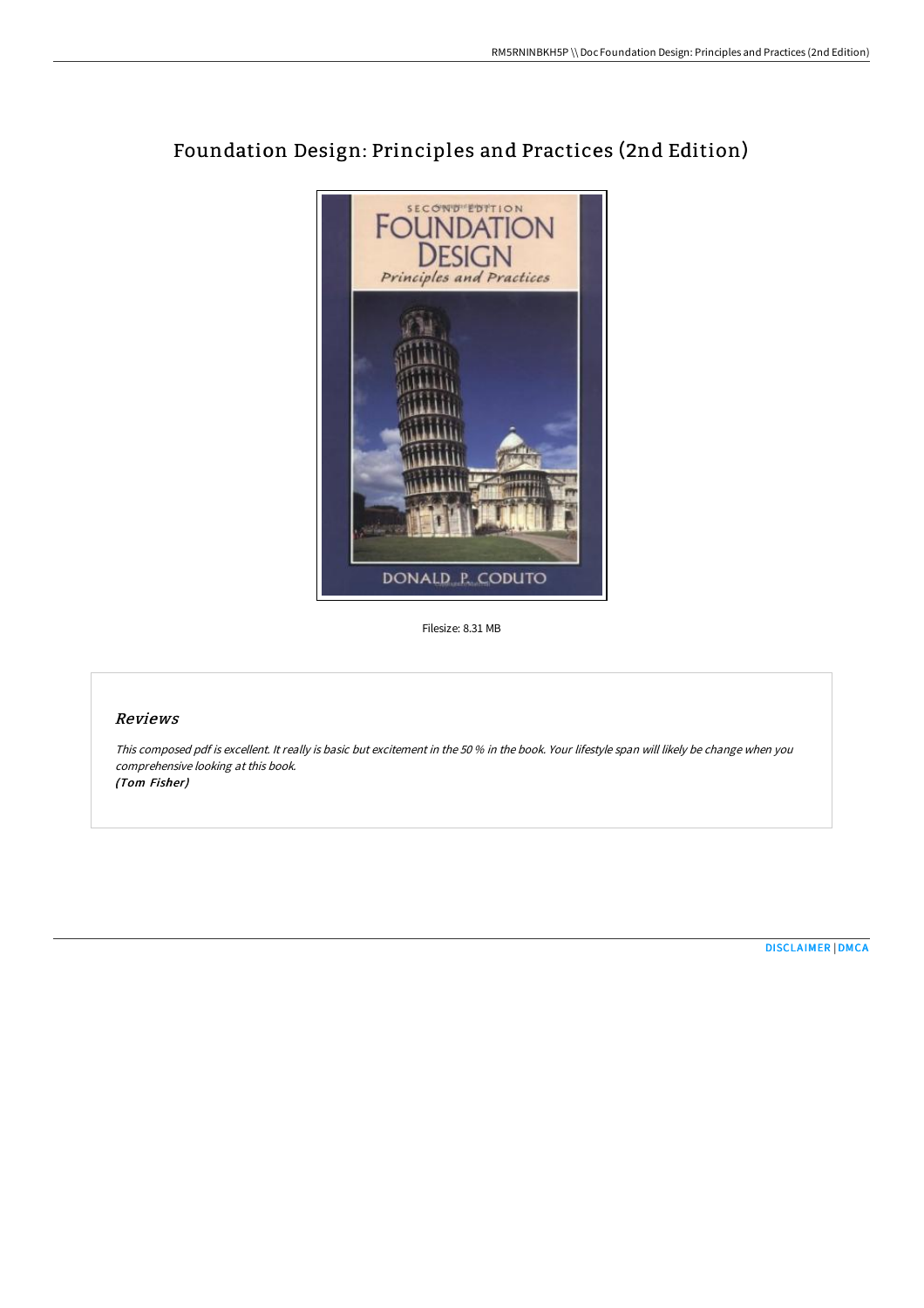# Foundation Design: Principles and Practices (2nd Edition)

Filesize: 8.31 MB

## *Reviews*

*This composed pdf is excellent. It really is basic but excitement in the 50 % in the book. Your lifestyle span will likely be change when you comprehensive looking at this book.*
*(Tom Fisher)*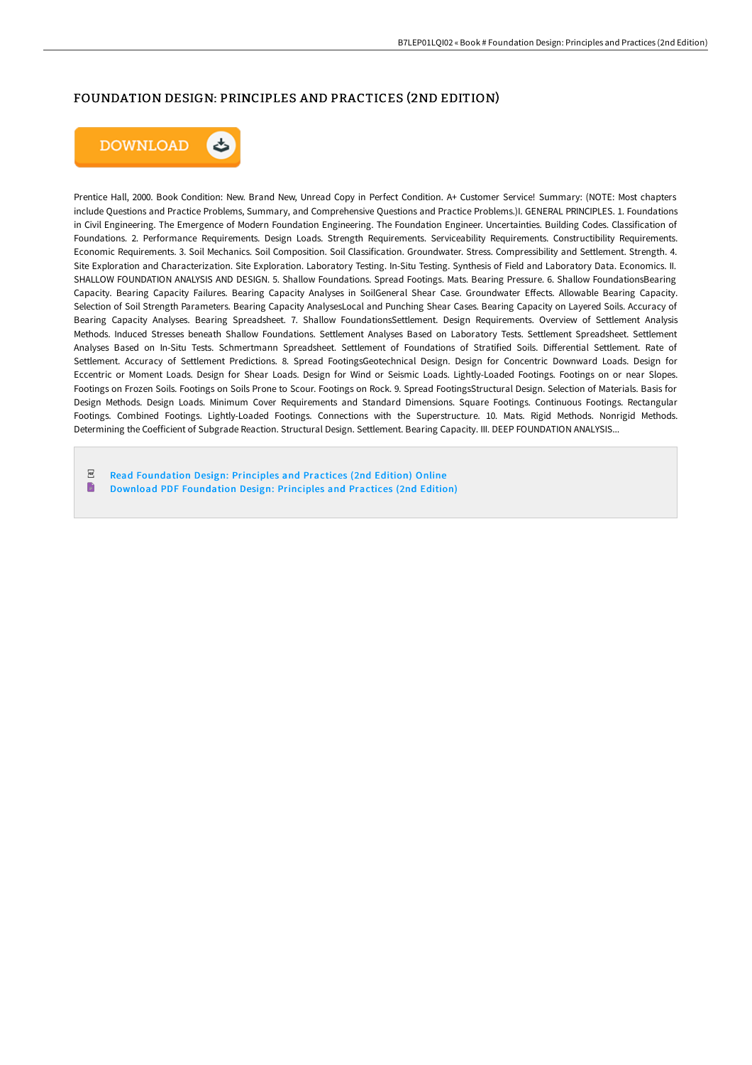# FOUNDATION DESIGN: PRINCIPLES AND PRACTICES (2ND EDITION)

Prentice Hall, 2000. Book Condition: New. Brand New, Unread Copy in Perfect Condition. A+ Customer Service! Summary: (NOTE: Most chapters include Questions and Practice Problems, Summary, and Comprehensive Questions and Practice Problems.)I. GENERAL PRINCIPLES. 1. Foundations in Civil Engineering. The Emergence of Modern Foundation Engineering. The Foundation Engineer. Uncertainties. Building Codes. Classification of Foundations. 2. Performance Requirements. Design Loads. Strength Requirements. Serviceability Requirements. Constructibility Requirements. Economic Requirements. 3. Soil Mechanics. Soil Composition. Soil Classification. Groundwater. Stress. Compressibility and Settlement. Strength. 4. Site Exploration and Characterization. Site Exploration. Laboratory Testing. In-Situ Testing. Synthesis of Field and Laboratory Data. Economics. II. SHALLOW FOUNDATION ANALYSIS AND DESIGN. 5. Shallow Foundations. Spread Footings. Mats. Bearing Pressure. 6. Shallow FoundationsBearing Capacity. Bearing Capacity Failures. Bearing Capacity Analyses in SoilGeneral Shear Case. Groundwater Effects. Allowable Bearing Capacity. Selection of Soil Strength Parameters. Bearing Capacity AnalysesLocal and Punching Shear Cases. Bearing Capacity on Layered Soils. Accuracy of Bearing Capacity Analyses. Bearing Spreadsheet. 7. Shallow FoundationsSettlement. Design Requirements. Overview of Settlement Analysis Methods. Induced Stresses beneath Shallow Foundations. Settlement Analyses Based on Laboratory Tests. Settlement Spreadsheet. Settlement Analyses Based on In-Situ Tests. Schmertmann Spreadsheet. Settlement of Foundations of Stratified Soils. Differential Settlement. Rate of Settlement. Accuracy of Settlement Predictions. 8. Spread FootingsGeotechnical Design. Design for Concentric Downward Loads. Design for Eccentric or Moment Loads. Design for Shear Loads. Design for Wind or Seismic Loads. Lightly-Loaded Footings. Footings on or near Slopes. Footings on Frozen Soils. Footings on Soils Prone to Scour. Footings on Rock. 9. Spread FootingsStructural Design. Selection of Materials. Basis for Design Methods. Design Loads. Minimum Cover Requirements and Standard Dimensions. Square Footings. Continuous Footings. Rectangular Footings. Combined Footings. Lightly-Loaded Footings. Connections with the Superstructure. 10. Mats. Rigid Methods. Nonrigid Methods. Determining the Coefficient of Subgrade Reaction. Structural Design. Settlement. Bearing Capacity. III. DEEP FOUNDATION ANALYSIS...

- Read Foundation Design: Principles and Practices (2nd Edition) Online
- Download PDF Foundation Design: Principles and Practices (2nd Edition)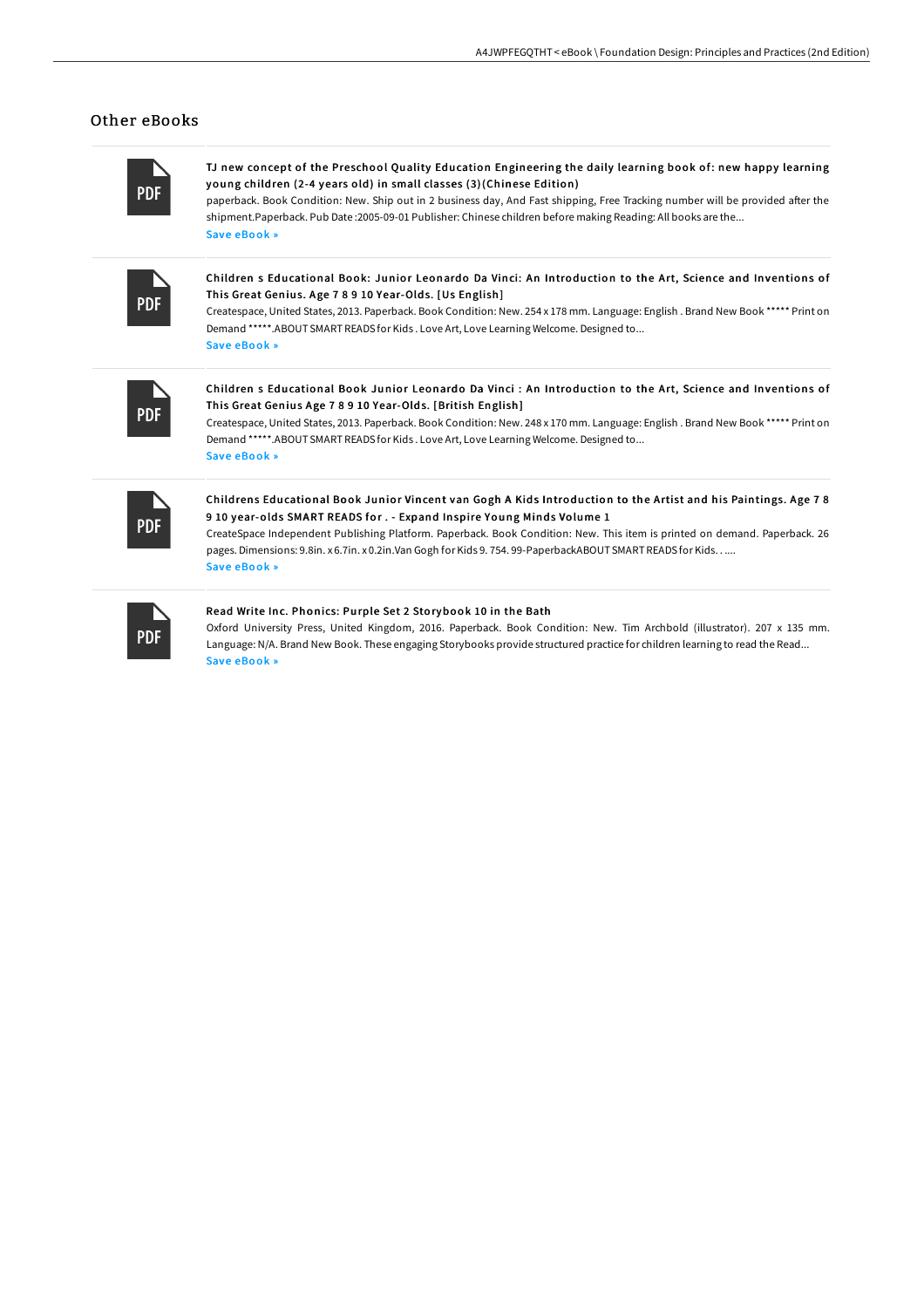## Other eBooks

**TJ new concept of the Preschool Quality Education Engineering the daily learning book of: new happy learning young children (2-4 years old) in small classes (3)(Chinese Edition)**

paperback. Book Condition: New. Ship out in 2 business day, And Fast shipping, Free Tracking number will be provided after the shipment.Paperback. Pub Date :2005-09-01 Publisher: Chinese children before making Reading: All books are the...

Save eBook »

**Children s Educational Book: Junior Leonardo Da Vinci: An Introduction to the Art, Science and Inventions of This Great Genius. Age 7 8 9 10 Year-Olds. [Us English]**

Createspace, United States, 2013. Paperback. Book Condition: New. 254 x 178 mm. Language: English . Brand New Book ***** Print on Demand *****.ABOUT SMART READS for Kids . Love Art, Love Learning Welcome. Designed to...

Save eBook »

**Children s Educational Book Junior Leonardo Da Vinci : An Introduction to the Art, Science and Inventions of This Great Genius Age 7 8 9 10 Year-Olds. [British English]**

Createspace, United States, 2013. Paperback. Book Condition: New. 248 x 170 mm. Language: English . Brand New Book ***** Print on Demand *****.ABOUT SMART READS for Kids . Love Art, Love Learning Welcome. Designed to...

Save eBook »

**Childrens Educational Book Junior Vincent van Gogh A Kids Introduction to the Artist and his Paintings. Age 7 8 9 10 year-olds SMART READS for . - Expand Inspire Young Minds Volume 1**

CreateSpace Independent Publishing Platform. Paperback. Book Condition: New. This item is printed on demand. Paperback. 26 pages. Dimensions: 9.8in. x 6.7in. x 0.2in.Van Gogh for Kids 9. 754. 99-PaperbackABOUT SMART READS for Kids. . ....

Save eBook »

**Read Write Inc. Phonics: Purple Set 2 Storybook 10 in the Bath**

Oxford University Press, United Kingdom, 2016. Paperback. Book Condition: New. Tim Archbold (illustrator). 207 x 135 mm. Language: N/A. Brand New Book. These engaging Storybooks provide structured practice for children learning to read the Read...

Save eBook »